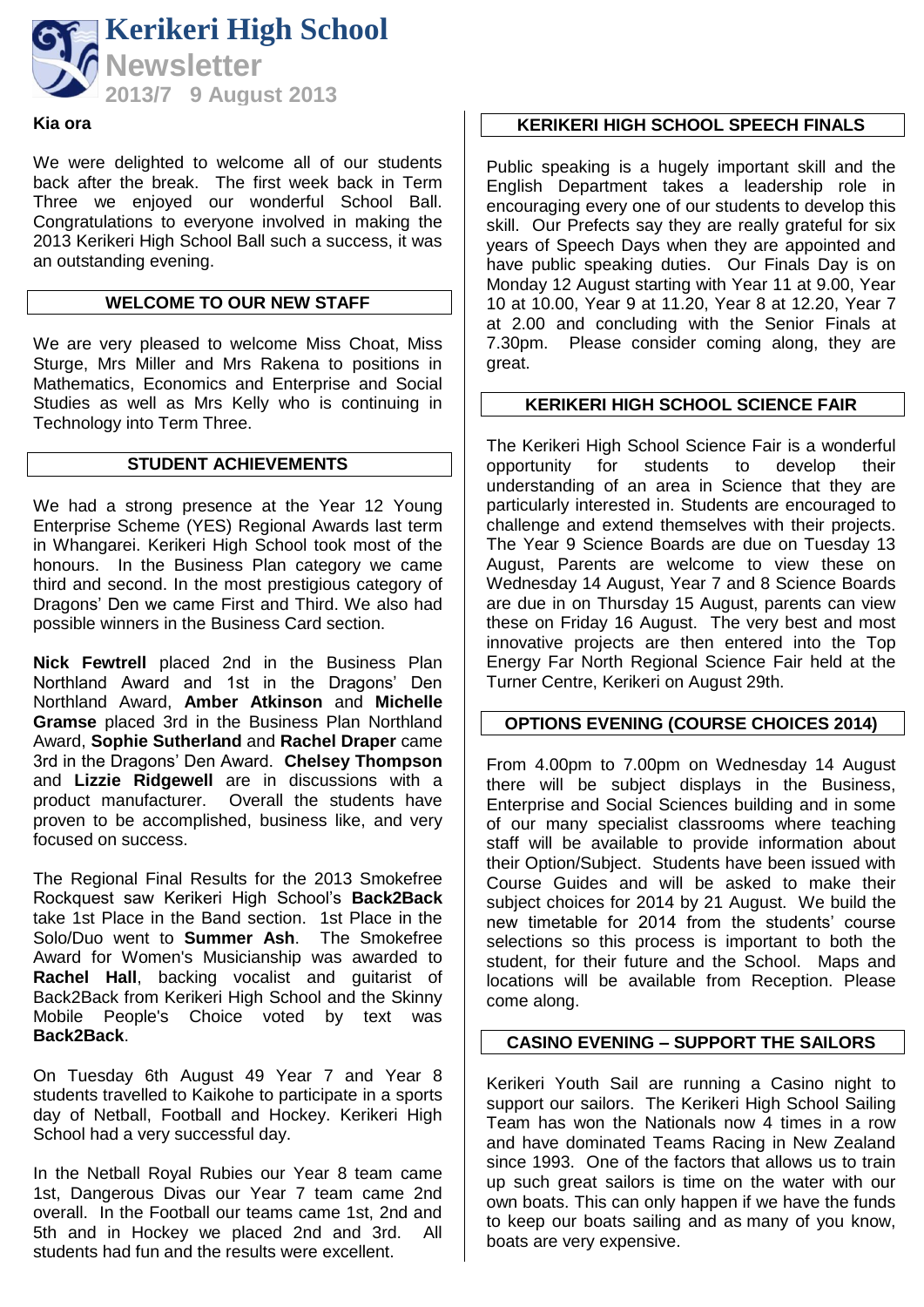# Kerikeri High School

## Newsletter

**2013/7 9 August 2013**

**Kia ora**

We were delighted to welcome all of our students back after the break. The first week back in Term Three we enjoyed our wonderful School Ball. Congratulations to everyone involved in making the 2013 Kerikeri High School Ball such a success, it was an outstanding evening.

## WELCOME TO OUR NEW STAFF

We are very pleased to welcome Miss Choat, Miss Sturge, Mrs Miller and Mrs Rakena to positions in Mathematics, Economics and Enterprise and Social Studies as well as Mrs Kelly who is continuing in Technology into Term Three.

## STUDENT ACHIEVEMENTS

We had a strong presence at the Year 12 Young Enterprise Scheme (YES) Regional Awards last term in Whangarei. Kerikeri High School took most of the honours. In the Business Plan category we came third and second. In the most prestigious category of Dragons' Den we came First and Third. We also had possible winners in the Business Card section.

**Nick Fewtrell** placed 2nd in the Business Plan Northland Award and 1st in the Dragons' Den Northland Award, **Amber Atkinson** and **Michelle Gramse** placed 3rd in the Business Plan Northland Award, **Sophie Sutherland** and **Rachel Draper** came 3rd in the Dragons' Den Award. **Chelsey Thompson** and **Lizzie Ridgewell** are in discussions with a product manufacturer. Overall the students have proven to be accomplished, business like, and very focused on success.

The Regional Final Results for the 2013 Smokefree Rockquest saw Kerikeri High School's **Back2Back** take 1st Place in the Band section. 1st Place in the Solo/Duo went to **Summer Ash**. The Smokefree Award for Women's Musicianship was awarded to **Rachel Hall**, backing vocalist and guitarist of Back2Back from Kerikeri High School and the Skinny Mobile People's Choice voted by text was **Back2Back**.

On Tuesday 6th August 49 Year 7 and Year 8 students travelled to Kaikohe to participate in a sports day of Netball, Football and Hockey. Kerikeri High School had a very successful day.

In the Netball Royal Rubies our Year 8 team came 1st, Dangerous Divas our Year 7 team came 2nd overall. In the Football our teams came 1st, 2nd and 5th and in Hockey we placed 2nd and 3rd. All students had fun and the results were excellent.

## KERIKERI HIGH SCHOOL SPEECH FINALS

Public speaking is a hugely important skill and the English Department takes a leadership role in encouraging every one of our students to develop this skill. Our Prefects say they are really grateful for six years of Speech Days when they are appointed and have public speaking duties. Our Finals Day is on Monday 12 August starting with Year 11 at 9.00, Year 10 at 10.00, Year 9 at 11.20, Year 8 at 12.20, Year 7 at 2.00 and concluding with the Senior Finals at 7.30pm. Please consider coming along, they are great.

## KERIKERI HIGH SCHOOL SCIENCE FAIR

The Kerikeri High School Science Fair is a wonderful opportunity for students to develop their understanding of an area in Science that they are particularly interested in. Students are encouraged to challenge and extend themselves with their projects. The Year 9 Science Boards are due on Tuesday 13 August, Parents are welcome to view these on Wednesday 14 August, Year 7 and 8 Science Boards are due in on Thursday 15 August, parents can view these on Friday 16 August. The very best and most innovative projects are then entered into the Top Energy Far North Regional Science Fair held at the Turner Centre, Kerikeri on August 29th.

## OPTIONS EVENING (COURSE CHOICES 2014)

From 4.00pm to 7.00pm on Wednesday 14 August there will be subject displays in the Business, Enterprise and Social Sciences building and in some of our many specialist classrooms where teaching staff will be available to provide information about their Option/Subject. Students have been issued with Course Guides and will be asked to make their subject choices for 2014 by 21 August. We build the new timetable for 2014 from the students' course selections so this process is important to both the student, for their future and the School. Maps and locations will be available from Reception. Please come along.

## CASINO EVENING – SUPPORT THE SAILORS

Kerikeri Youth Sail are running a Casino night to support our sailors. The Kerikeri High School Sailing Team has won the Nationals now 4 times in a row and have dominated Teams Racing in New Zealand since 1993. One of the factors that allows us to train up such great sailors is time on the water with our own boats. This can only happen if we have the funds to keep our boats sailing and as many of you know, boats are very expensive.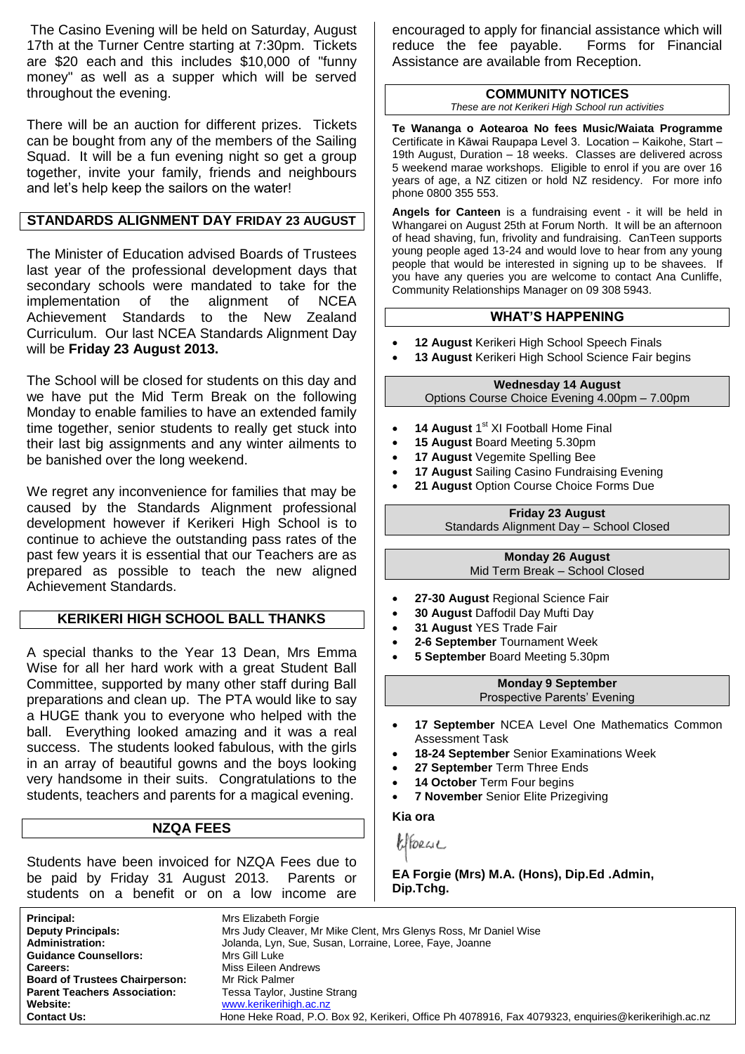The Casino Evening will be held on Saturday, August 17th at the Turner Centre starting at 7:30pm. Tickets are $20 each and this includes $10,000 of "funny money" as well as a supper which will be served throughout the evening.

There will be an auction for different prizes. Tickets can be bought from any of the members of the Sailing Squad. It will be a fun evening night so get a group together, invite your family, friends and neighbours and let's help keep the sailors on the water!

## STANDARDS ALIGNMENT DAY FRIDAY 23 AUGUST

The Minister of Education advised Boards of Trustees last year of the professional development days that secondary schools were mandated to take for the implementation of the alignment of NCEA Achievement Standards to the New Zealand Curriculum. Our last NCEA Standards Alignment Day will be **Friday 23 August 2013.**

The School will be closed for students on this day and we have put the Mid Term Break on the following Monday to enable families to have an extended family time together, senior students to really get stuck into their last big assignments and any winter ailments to be banished over the long weekend.

We regret any inconvenience for families that may be caused by the Standards Alignment professional development however if Kerikeri High School is to continue to achieve the outstanding pass rates of the past few years it is essential that our Teachers are as prepared as possible to teach the new aligned Achievement Standards.

## KERIKERI HIGH SCHOOL BALL THANKS

A special thanks to the Year 13 Dean, Mrs Emma Wise for all her hard work with a great Student Ball Committee, supported by many other staff during Ball preparations and clean up. The PTA would like to say a HUGE thank you to everyone who helped with the ball. Everything looked amazing and it was a real success. The students looked fabulous, with the girls in an array of beautiful gowns and the boys looking very handsome in their suits. Congratulations to the students, teachers and parents for a magical evening.

## NZQA FEES

Students have been invoiced for NZQA Fees due to be paid by Friday 31 August 2013. Parents or students on a benefit or on a low income are encouraged to apply for financial assistance which will reduce the fee payable. Forms for Financial Assistance are available from Reception.

## COMMUNITY NOTICES

*These are not Kerikeri High School run activities*

**Te Wananga o Aotearoa No fees Music/Waiata Programme** Certificate in Kāwai Raupapa Level 3. Location – Kaikohe, Start – 19th August, Duration – 18 weeks. Classes are delivered across 5 weekend marae workshops. Eligible to enrol if you are over 16 years of age, a NZ citizen or hold NZ residency. For more info phone 0800 355 553.

**Angels for Canteen** is a fundraising event - it will be held in Whangarei on August 25th at Forum North. It will be an afternoon of head shaving, fun, frivolity and fundraising. CanTeen supports young people aged 13-24 and would love to hear from any young people that would be interested in signing up to be shavees. If you have any queries you are welcome to contact Ana Cunliffe, Community Relationships Manager on 09 308 5943.

## WHAT'S HAPPENING

- **12 August** Kerikeri High School Speech Finals
- **13 August** Kerikeri High School Science Fair begins

**Wednesday 14 August**
Options Course Choice Evening 4.00pm – 7.00pm

- **14 August** 1st XI Football Home Final
- **15 August** Board Meeting 5.30pm
- **17 August** Vegemite Spelling Bee
- **17 August** Sailing Casino Fundraising Evening
- **21 August** Option Course Choice Forms Due

**Friday 23 August**
Standards Alignment Day – School Closed

**Monday 26 August**
Mid Term Break – School Closed

- **27-30 August** Regional Science Fair
- **30 August** Daffodil Day Mufti Day
- **31 August** YES Trade Fair
- **2-6 September** Tournament Week
- **5 September** Board Meeting 5.30pm

**Monday 9 September**
Prospective Parents' Evening

- **17 September** NCEA Level One Mathematics Common Assessment Task
- **18-24 September** Senior Examinations Week
- **27 September** Term Three Ends
- **14 October** Term Four begins
- **7 November** Senior Elite Prizegiving

**Kia ora**

EForgie

**EA Forgie (Mrs) M.A. (Hons), Dip.Ed .Admin, Dip.Tchg.**

| | |
|---|---|
| **Principal:** | Mrs Elizabeth Forgie |
| **Deputy Principals:** | Mrs Judy Cleaver, Mr Mike Clent, Mrs Glenys Ross, Mr Daniel Wise |
| **Administration:** | Jolanda, Lyn, Sue, Susan, Lorraine, Loree, Faye, Joanne |
| **Guidance Counsellors:** | Mrs Gill Luke |
| **Careers:** | Miss Eileen Andrews |
| **Board of Trustees Chairperson:** | Mr Rick Palmer |
| **Parent Teachers Association:** | Tessa Taylor, Justine Strang |
| **Website:** | www.kerikerihigh.ac.nz |
| **Contact Us:** | Hone Heke Road, P.O. Box 92, Kerikeri, Office Ph 4078916, Fax 4079323, enquiries@kerikerihigh.ac.nz |